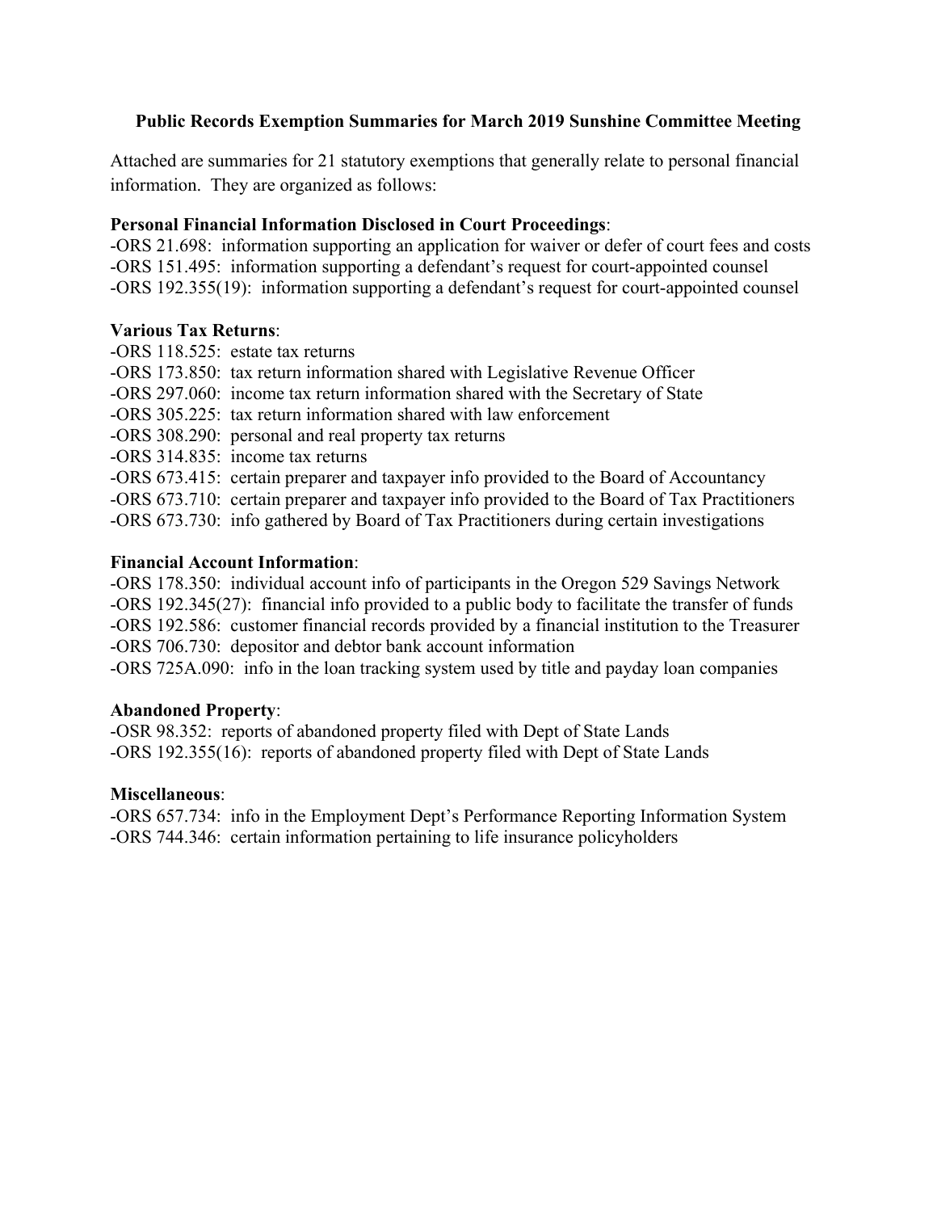**Public Records Exemption Summaries for March 2019 Sunshine Committee Meeting**

Attached are summaries for 21 statutory exemptions that generally relate to personal financial information. They are organized as follows:

**Personal Financial Information Disclosed in Court Proceedings**:

-ORS 21.698: information supporting an application for waiver or defer of court fees and costs
-ORS 151.495: information supporting a defendant's request for court-appointed counsel
-ORS 192.355(19): information supporting a defendant's request for court-appointed counsel

**Various Tax Returns**:

-ORS 118.525: estate tax returns
-ORS 173.850: tax return information shared with Legislative Revenue Officer
-ORS 297.060: income tax return information shared with the Secretary of State
-ORS 305.225: tax return information shared with law enforcement
-ORS 308.290: personal and real property tax returns
-ORS 314.835: income tax returns
-ORS 673.415: certain preparer and taxpayer info provided to the Board of Accountancy
-ORS 673.710: certain preparer and taxpayer info provided to the Board of Tax Practitioners
-ORS 673.730: info gathered by Board of Tax Practitioners during certain investigations

**Financial Account Information**:

-ORS 178.350: individual account info of participants in the Oregon 529 Savings Network
-ORS 192.345(27): financial info provided to a public body to facilitate the transfer of funds
-ORS 192.586: customer financial records provided by a financial institution to the Treasurer
-ORS 706.730: depositor and debtor bank account information
-ORS 725A.090: info in the loan tracking system used by title and payday loan companies

**Abandoned Property**:

-OSR 98.352: reports of abandoned property filed with Dept of State Lands
-ORS 192.355(16): reports of abandoned property filed with Dept of State Lands

**Miscellaneous**:

-ORS 657.734: info in the Employment Dept's Performance Reporting Information System
-ORS 744.346: certain information pertaining to life insurance policyholders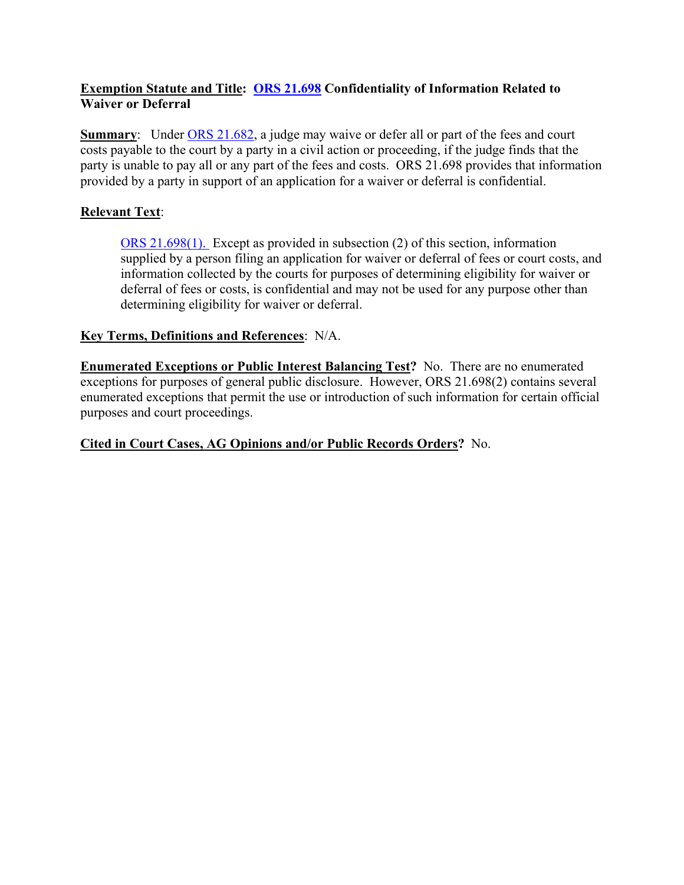**Exemption Statute and Title: ORS 21.698 Confidentiality of Information Related to Waiver or Deferral**

**Summary**: Under ORS 21.682, a judge may waive or defer all or part of the fees and court costs payable to the court by a party in a civil action or proceeding, if the judge finds that the party is unable to pay all or any part of the fees and costs. ORS 21.698 provides that information provided by a party in support of an application for a waiver or deferral is confidential.

**Relevant Text**:

> ORS 21.698(1). Except as provided in subsection (2) of this section, information supplied by a person filing an application for waiver or deferral of fees or court costs, and information collected by the courts for purposes of determining eligibility for waiver or deferral of fees or costs, is confidential and may not be used for any purpose other than determining eligibility for waiver or deferral.

**Key Terms, Definitions and References**: N/A.

**Enumerated Exceptions or Public Interest Balancing Test?** No. There are no enumerated exceptions for purposes of general public disclosure. However, ORS 21.698(2) contains several enumerated exceptions that permit the use or introduction of such information for certain official purposes and court proceedings.

**Cited in Court Cases, AG Opinions and/or Public Records Orders?** No.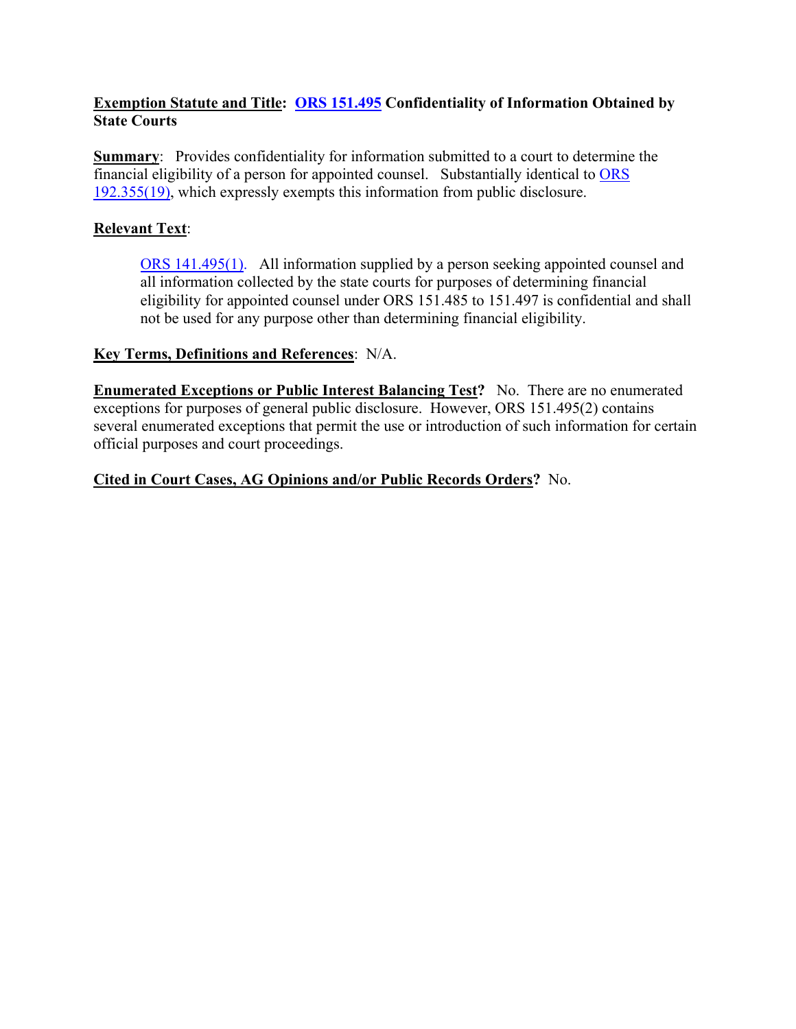**Exemption Statute and Title: ORS 151.495 Confidentiality of Information Obtained by State Courts**

**Summary**: Provides confidentiality for information submitted to a court to determine the financial eligibility of a person for appointed counsel. Substantially identical to ORS 192.355(19), which expressly exempts this information from public disclosure.

**Relevant Text**:

> ORS 141.495(1). All information supplied by a person seeking appointed counsel and all information collected by the state courts for purposes of determining financial eligibility for appointed counsel under ORS 151.485 to 151.497 is confidential and shall not be used for any purpose other than determining financial eligibility.

**Key Terms, Definitions and References**: N/A.

**Enumerated Exceptions or Public Interest Balancing Test?** No. There are no enumerated exceptions for purposes of general public disclosure. However, ORS 151.495(2) contains several enumerated exceptions that permit the use or introduction of such information for certain official purposes and court proceedings.

**Cited in Court Cases, AG Opinions and/or Public Records Orders?** No.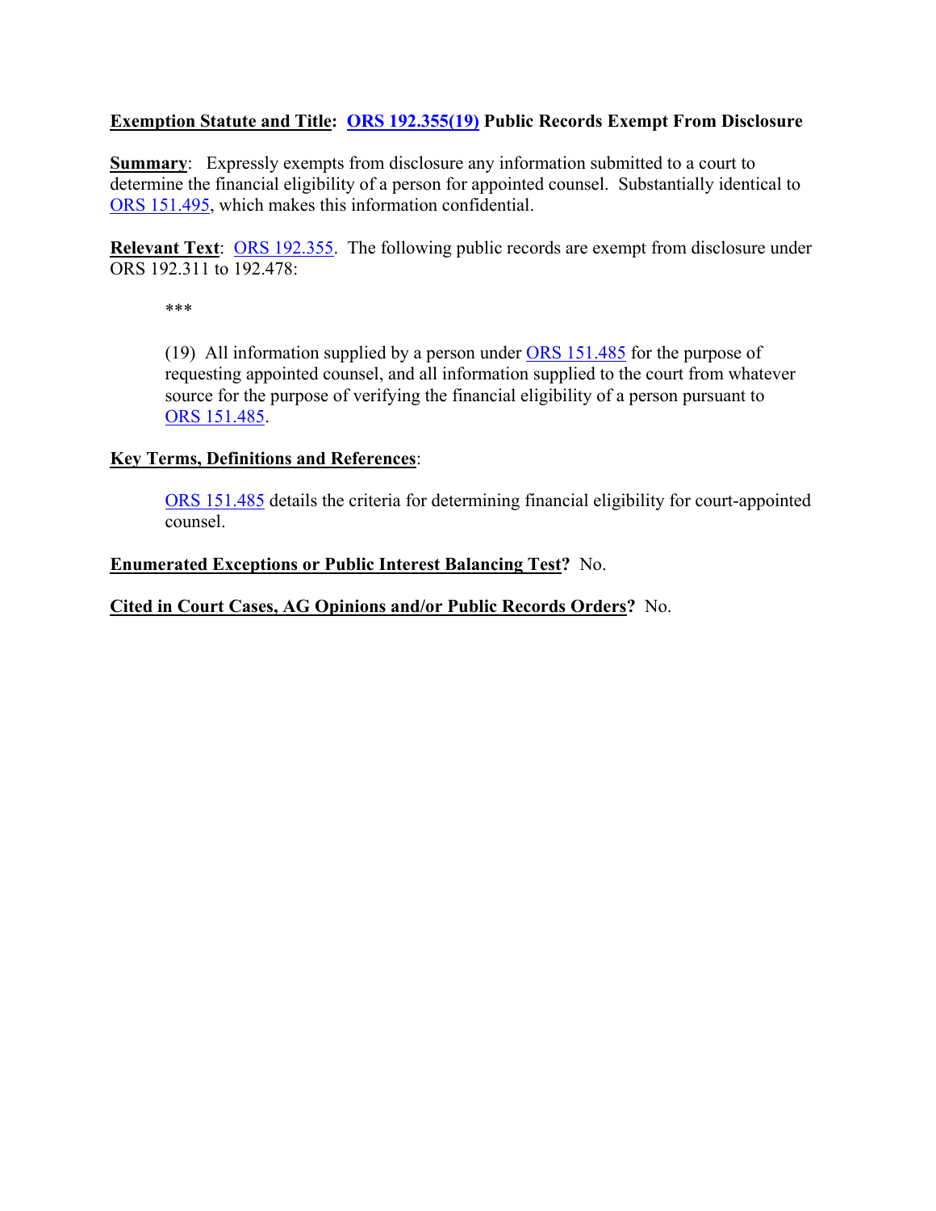**Exemption Statute and Title: ORS 192.355(19) Public Records Exempt From Disclosure**

**Summary**: Expressly exempts from disclosure any information submitted to a court to determine the financial eligibility of a person for appointed counsel. Substantially identical to ORS 151.495, which makes this information confidential.

**Relevant Text**: ORS 192.355. The following public records are exempt from disclosure under ORS 192.311 to 192.478:

> ***
>
> (19) All information supplied by a person under ORS 151.485 for the purpose of requesting appointed counsel, and all information supplied to the court from whatever source for the purpose of verifying the financial eligibility of a person pursuant to ORS 151.485.

**Key Terms, Definitions and References**:

> ORS 151.485 details the criteria for determining financial eligibility for court-appointed counsel.

**Enumerated Exceptions or Public Interest Balancing Test?** No.

**Cited in Court Cases, AG Opinions and/or Public Records Orders?** No.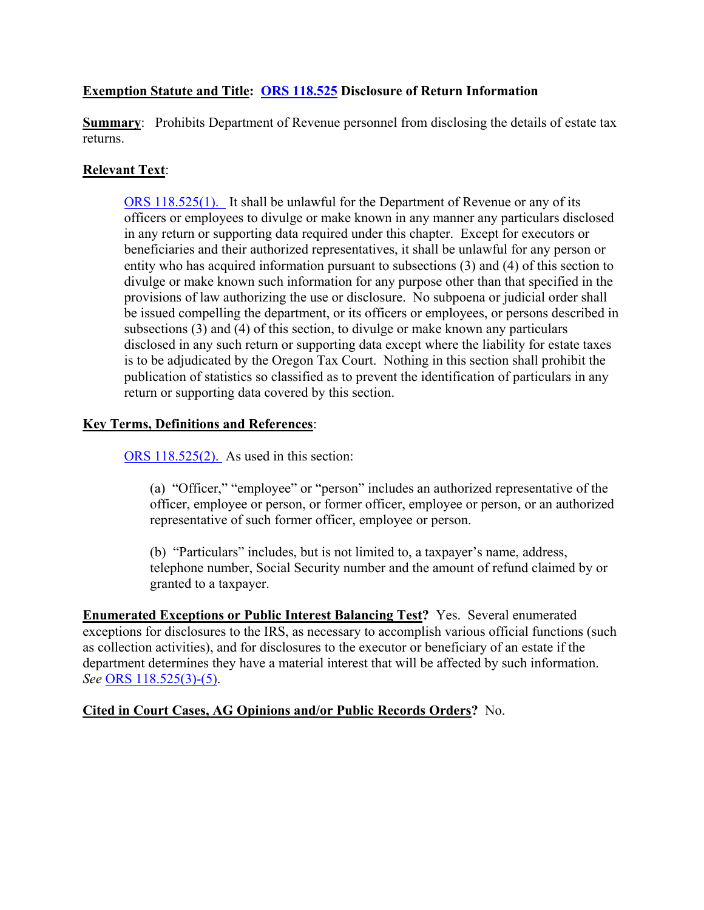**Exemption Statute and Title: ORS 118.525 Disclosure of Return Information**

**Summary**: Prohibits Department of Revenue personnel from disclosing the details of estate tax returns.

**Relevant Text**:

> ORS 118.525(1). It shall be unlawful for the Department of Revenue or any of its officers or employees to divulge or make known in any manner any particulars disclosed in any return or supporting data required under this chapter. Except for executors or beneficiaries and their authorized representatives, it shall be unlawful for any person or entity who has acquired information pursuant to subsections (3) and (4) of this section to divulge or make known such information for any purpose other than that specified in the provisions of law authorizing the use or disclosure. No subpoena or judicial order shall be issued compelling the department, or its officers or employees, or persons described in subsections (3) and (4) of this section, to divulge or make known any particulars disclosed in any such return or supporting data except where the liability for estate taxes is to be adjudicated by the Oregon Tax Court. Nothing in this section shall prohibit the publication of statistics so classified as to prevent the identification of particulars in any return or supporting data covered by this section.

**Key Terms, Definitions and References**:

> ORS 118.525(2). As used in this section:
>
> (a) "Officer," "employee" or "person" includes an authorized representative of the officer, employee or person, or former officer, employee or person, or an authorized representative of such former officer, employee or person.
>
> (b) "Particulars" includes, but is not limited to, a taxpayer's name, address, telephone number, Social Security number and the amount of refund claimed by or granted to a taxpayer.

**Enumerated Exceptions or Public Interest Balancing Test?** Yes. Several enumerated exceptions for disclosures to the IRS, as necessary to accomplish various official functions (such as collection activities), and for disclosures to the executor or beneficiary of an estate if the department determines they have a material interest that will be affected by such information. *See* ORS 118.525(3)-(5).

**Cited in Court Cases, AG Opinions and/or Public Records Orders?** No.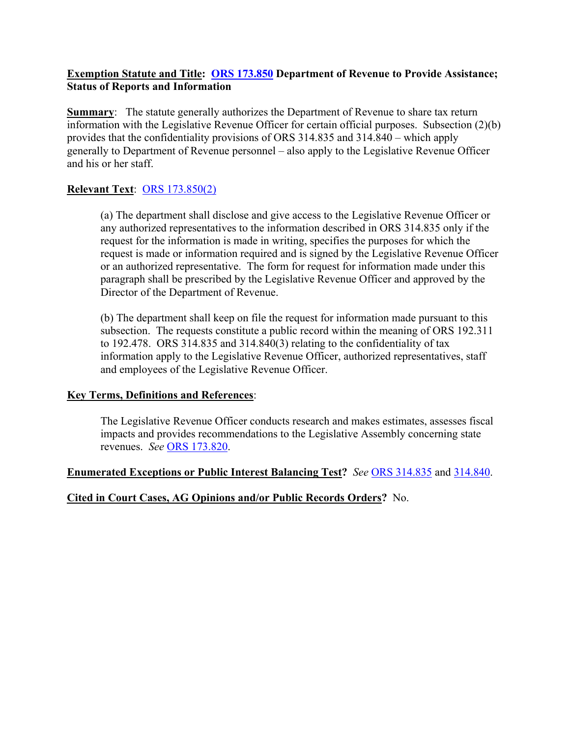**<u>Exemption Statute and Title</u>: [ORS 173.850](#) Department of Revenue to Provide Assistance; Status of Reports and Information**

**<u>Summary</u>**: The statute generally authorizes the Department of Revenue to share tax return information with the Legislative Revenue Officer for certain official purposes. Subsection (2)(b) provides that the confidentiality provisions of ORS 314.835 and 314.840 – which apply generally to Department of Revenue personnel – also apply to the Legislative Revenue Officer and his or her staff.

**<u>Relevant Text</u>**: [ORS 173.850(2)](#)

> (a) The department shall disclose and give access to the Legislative Revenue Officer or any authorized representatives to the information described in ORS 314.835 only if the request for the information is made in writing, specifies the purposes for which the request is made or information required and is signed by the Legislative Revenue Officer or an authorized representative. The form for request for information made under this paragraph shall be prescribed by the Legislative Revenue Officer and approved by the Director of the Department of Revenue.
>
> (b) The department shall keep on file the request for information made pursuant to this subsection. The requests constitute a public record within the meaning of ORS 192.311 to 192.478. ORS 314.835 and 314.840(3) relating to the confidentiality of tax information apply to the Legislative Revenue Officer, authorized representatives, staff and employees of the Legislative Revenue Officer.

**<u>Key Terms, Definitions and References</u>**:

> The Legislative Revenue Officer conducts research and makes estimates, assesses fiscal impacts and provides recommendations to the Legislative Assembly concerning state revenues. *See* [ORS 173.820](#).

**<u>Enumerated Exceptions or Public Interest Balancing Test</u>?** *See* [ORS 314.835](#) and [314.840](#).

**<u>Cited in Court Cases, AG Opinions and/or Public Records Orders</u>?** No.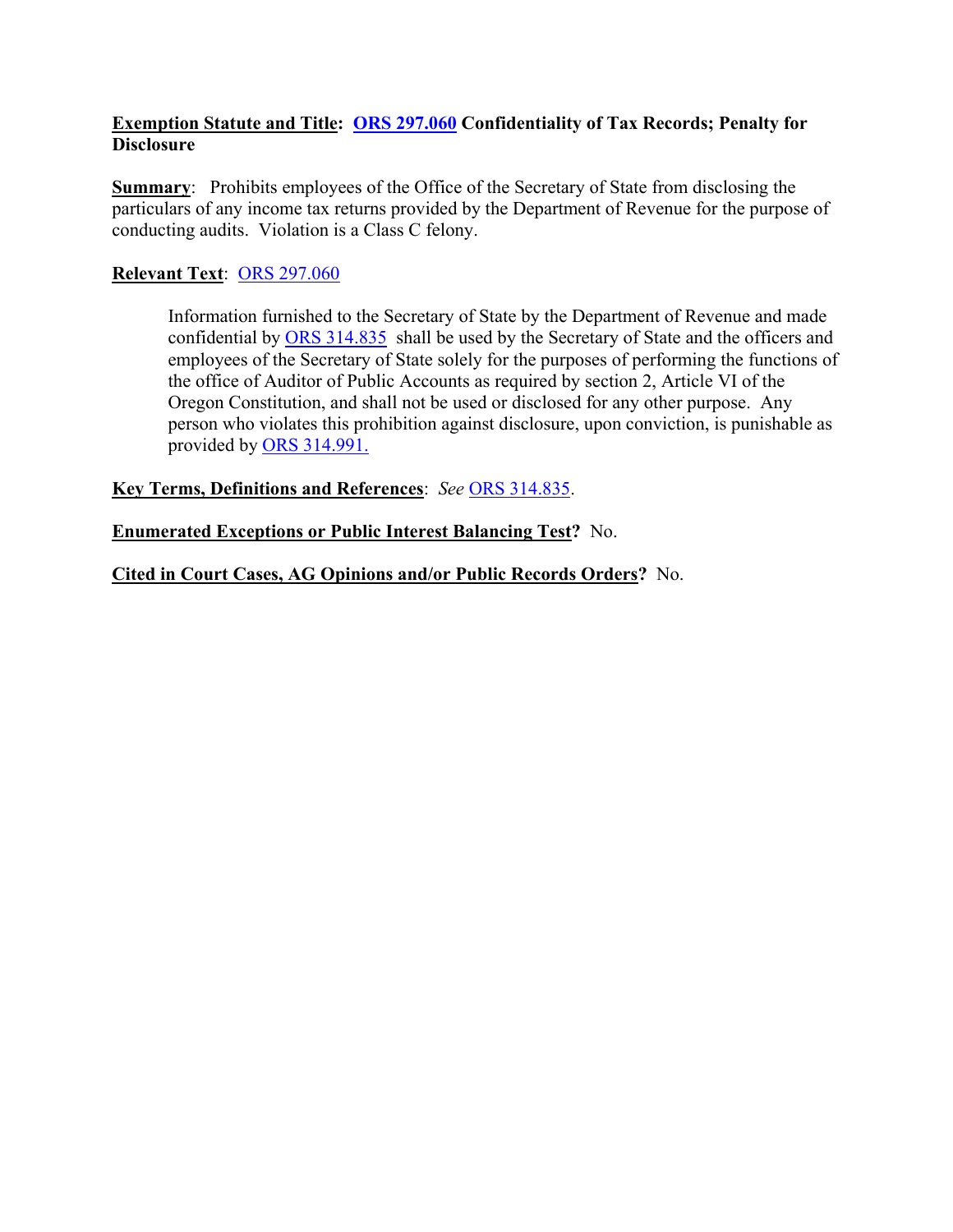**Exemption Statute and Title: ORS 297.060 Confidentiality of Tax Records; Penalty for Disclosure**

**Summary**: Prohibits employees of the Office of the Secretary of State from disclosing the particulars of any income tax returns provided by the Department of Revenue for the purpose of conducting audits. Violation is a Class C felony.

**Relevant Text**: ORS 297.060

> Information furnished to the Secretary of State by the Department of Revenue and made confidential by ORS 314.835 shall be used by the Secretary of State and the officers and employees of the Secretary of State solely for the purposes of performing the functions of the office of Auditor of Public Accounts as required by section 2, Article VI of the Oregon Constitution, and shall not be used or disclosed for any other purpose. Any person who violates this prohibition against disclosure, upon conviction, is punishable as provided by ORS 314.991.

**Key Terms, Definitions and References**: *See* ORS 314.835.

**Enumerated Exceptions or Public Interest Balancing Test?** No.

**Cited in Court Cases, AG Opinions and/or Public Records Orders?** No.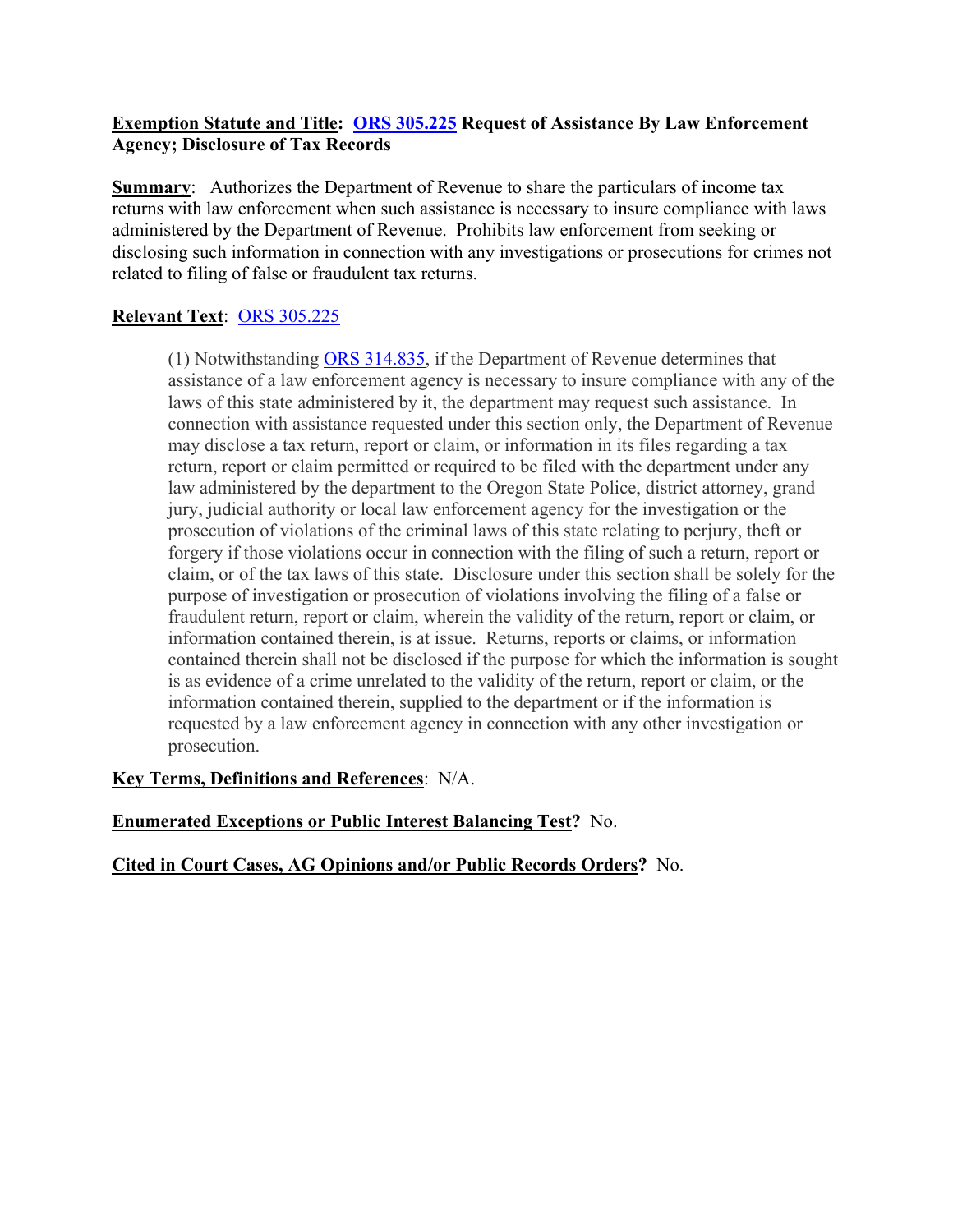**Exemption Statute and Title: [ORS 305.225](ORS 305.225) Request of Assistance By Law Enforcement Agency; Disclosure of Tax Records**

**Summary**: Authorizes the Department of Revenue to share the particulars of income tax returns with law enforcement when such assistance is necessary to insure compliance with laws administered by the Department of Revenue. Prohibits law enforcement from seeking or disclosing such information in connection with any investigations or prosecutions for crimes not related to filing of false or fraudulent tax returns.

**Relevant Text**: ORS 305.225

> (1) Notwithstanding ORS 314.835, if the Department of Revenue determines that assistance of a law enforcement agency is necessary to insure compliance with any of the laws of this state administered by it, the department may request such assistance. In connection with assistance requested under this section only, the Department of Revenue may disclose a tax return, report or claim, or information in its files regarding a tax return, report or claim permitted or required to be filed with the department under any law administered by the department to the Oregon State Police, district attorney, grand jury, judicial authority or local law enforcement agency for the investigation or the prosecution of violations of the criminal laws of this state relating to perjury, theft or forgery if those violations occur in connection with the filing of such a return, report or claim, or of the tax laws of this state. Disclosure under this section shall be solely for the purpose of investigation or prosecution of violations involving the filing of a false or fraudulent return, report or claim, wherein the validity of the return, report or claim, or information contained therein, is at issue. Returns, reports or claims, or information contained therein shall not be disclosed if the purpose for which the information is sought is as evidence of a crime unrelated to the validity of the return, report or claim, or the information contained therein, supplied to the department or if the information is requested by a law enforcement agency in connection with any other investigation or prosecution.

**Key Terms, Definitions and References**: N/A.

**Enumerated Exceptions or Public Interest Balancing Test?** No.

**Cited in Court Cases, AG Opinions and/or Public Records Orders?** No.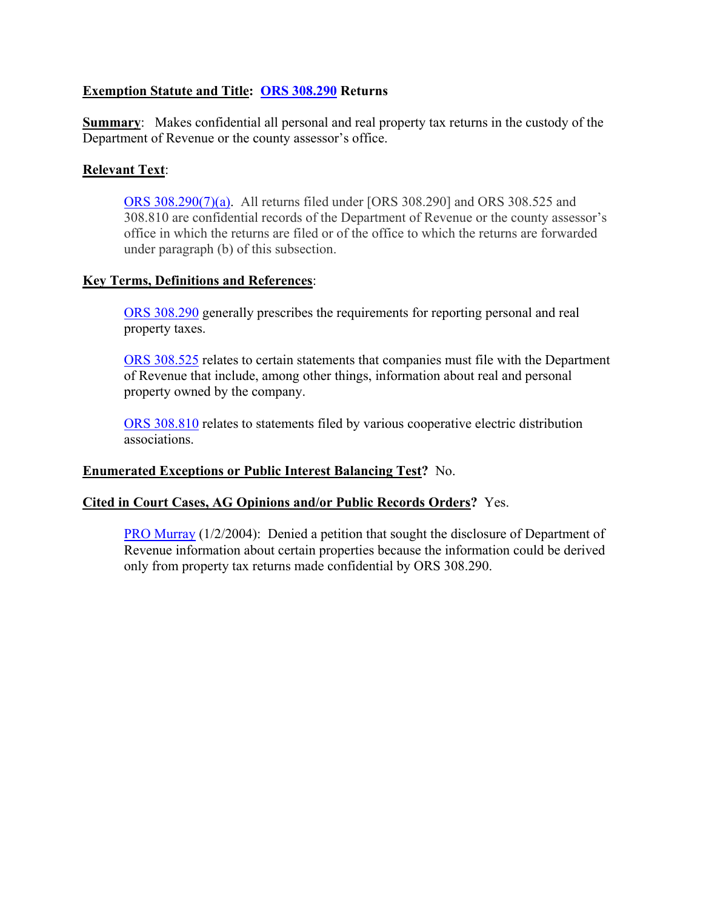**Exemption Statute and Title: ORS 308.290 Returns**

**Summary**: Makes confidential all personal and real property tax returns in the custody of the Department of Revenue or the county assessor's office.

**Relevant Text**:

> ORS 308.290(7)(a). All returns filed under [ORS 308.290] and ORS 308.525 and 308.810 are confidential records of the Department of Revenue or the county assessor's office in which the returns are filed or of the office to which the returns are forwarded under paragraph (b) of this subsection.

**Key Terms, Definitions and References**:

> ORS 308.290 generally prescribes the requirements for reporting personal and real property taxes.
>
> ORS 308.525 relates to certain statements that companies must file with the Department of Revenue that include, among other things, information about real and personal property owned by the company.
>
> ORS 308.810 relates to statements filed by various cooperative electric distribution associations.

**Enumerated Exceptions or Public Interest Balancing Test?** No.

**Cited in Court Cases, AG Opinions and/or Public Records Orders?** Yes.

> PRO Murray (1/2/2004): Denied a petition that sought the disclosure of Department of Revenue information about certain properties because the information could be derived only from property tax returns made confidential by ORS 308.290.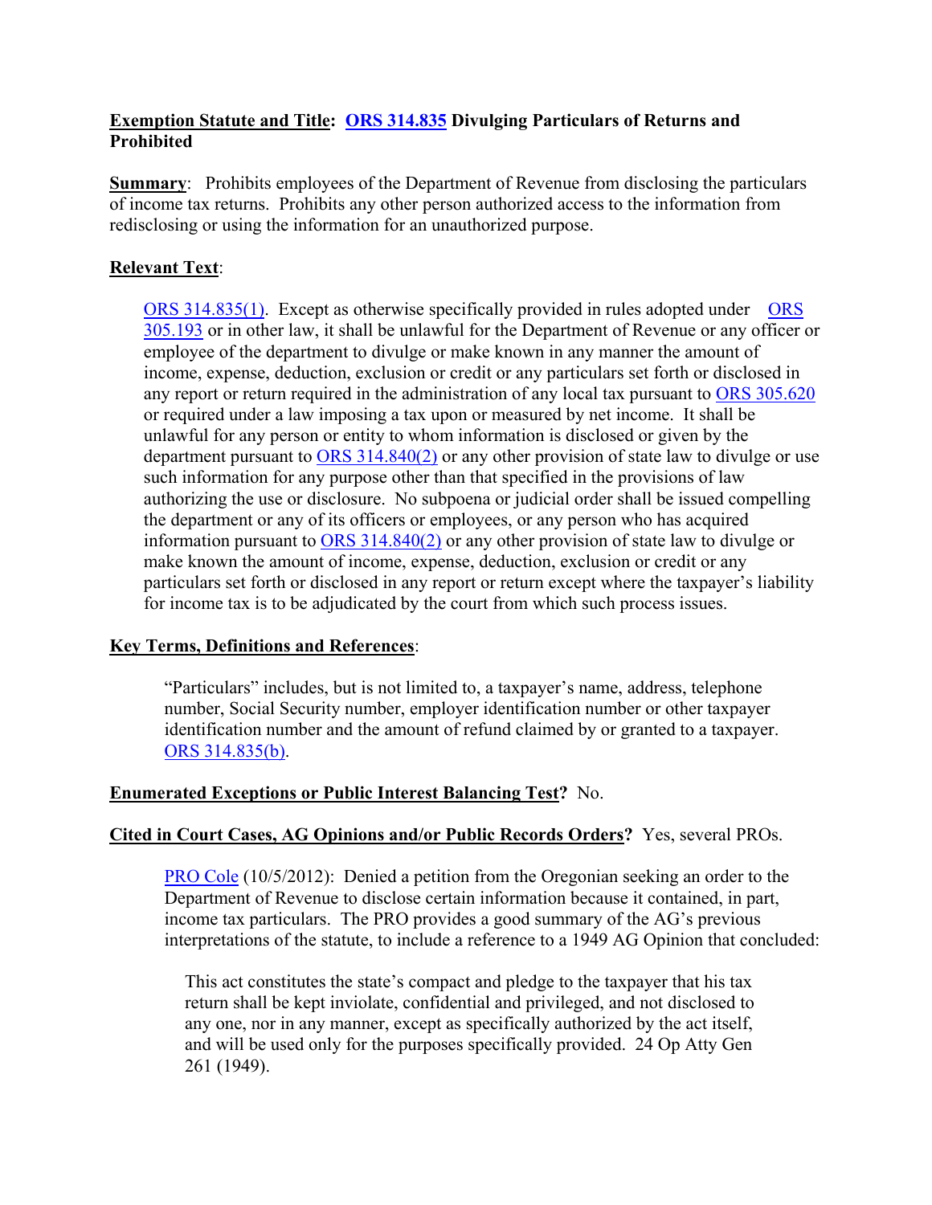**Exemption Statute and Title: ORS 314.835 Divulging Particulars of Returns and Prohibited**

**Summary**: Prohibits employees of the Department of Revenue from disclosing the particulars of income tax returns. Prohibits any other person authorized access to the information from redisclosing or using the information for an unauthorized purpose.

**Relevant Text**:

> ORS 314.835(1). Except as otherwise specifically provided in rules adopted under ORS 305.193 or in other law, it shall be unlawful for the Department of Revenue or any officer or employee of the department to divulge or make known in any manner the amount of income, expense, deduction, exclusion or credit or any particulars set forth or disclosed in any report or return required in the administration of any local tax pursuant to ORS 305.620 or required under a law imposing a tax upon or measured by net income. It shall be unlawful for any person or entity to whom information is disclosed or given by the department pursuant to ORS 314.840(2) or any other provision of state law to divulge or use such information for any purpose other than that specified in the provisions of law authorizing the use or disclosure. No subpoena or judicial order shall be issued compelling the department or any of its officers or employees, or any person who has acquired information pursuant to ORS 314.840(2) or any other provision of state law to divulge or make known the amount of income, expense, deduction, exclusion or credit or any particulars set forth or disclosed in any report or return except where the taxpayer's liability for income tax is to be adjudicated by the court from which such process issues.

**Key Terms, Definitions and References**:

> "Particulars" includes, but is not limited to, a taxpayer's name, address, telephone number, Social Security number, employer identification number or other taxpayer identification number and the amount of refund claimed by or granted to a taxpayer. ORS 314.835(b).

**Enumerated Exceptions or Public Interest Balancing Test?** No.

**Cited in Court Cases, AG Opinions and/or Public Records Orders?** Yes, several PROs.

> PRO Cole (10/5/2012): Denied a petition from the Oregonian seeking an order to the Department of Revenue to disclose certain information because it contained, in part, income tax particulars. The PRO provides a good summary of the AG's previous interpretations of the statute, to include a reference to a 1949 AG Opinion that concluded:
>
> > This act constitutes the state's compact and pledge to the taxpayer that his tax return shall be kept inviolate, confidential and privileged, and not disclosed to any one, nor in any manner, except as specifically authorized by the act itself, and will be used only for the purposes specifically provided. 24 Op Atty Gen 261 (1949).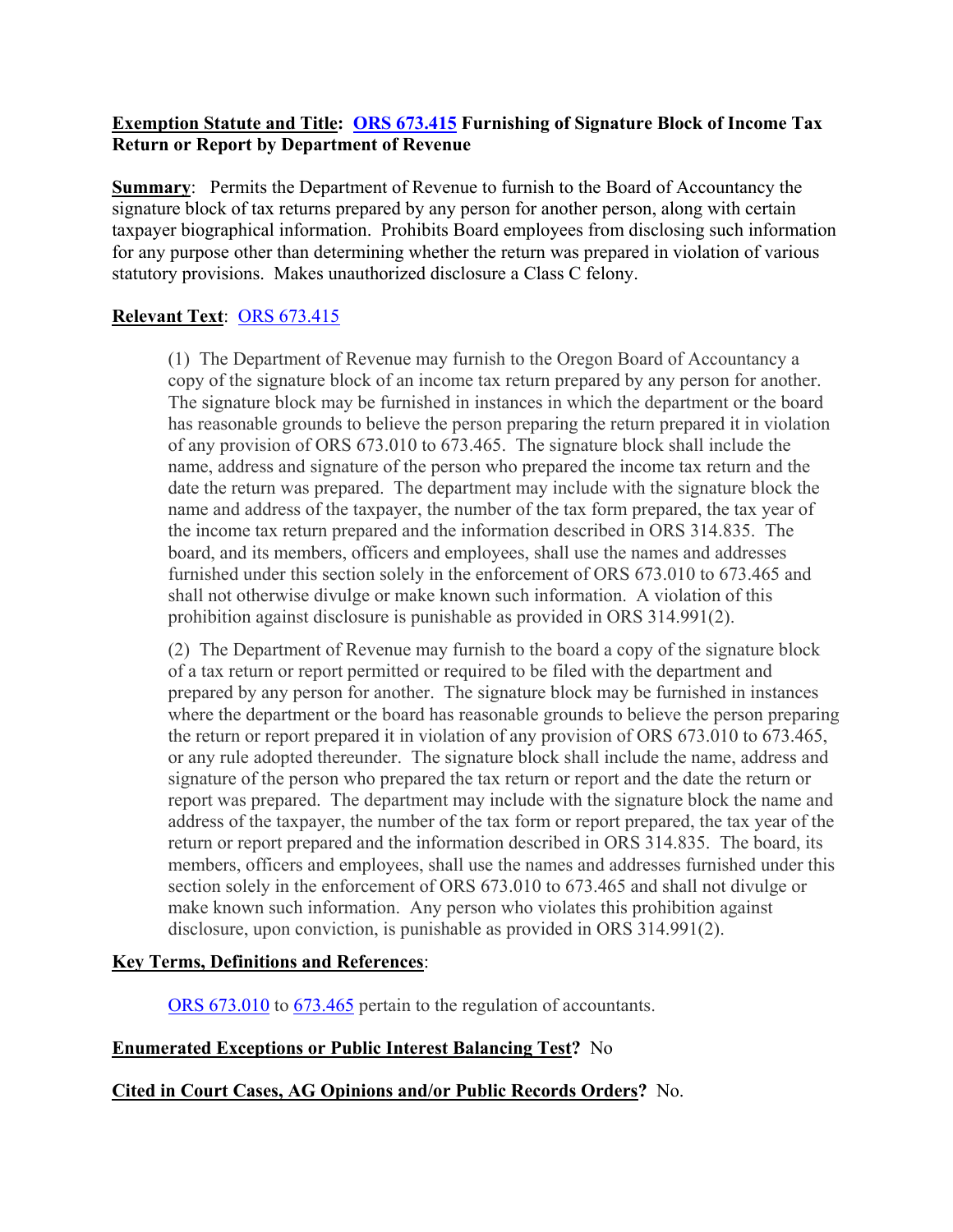**Exemption Statute and Title: [ORS 673.415](ORS 673.415) Furnishing of Signature Block of Income Tax Return or Report by Department of Revenue**

**Summary**: Permits the Department of Revenue to furnish to the Board of Accountancy the signature block of tax returns prepared by any person for another person, along with certain taxpayer biographical information. Prohibits Board employees from disclosing such information for any purpose other than determining whether the return was prepared in violation of various statutory provisions. Makes unauthorized disclosure a Class C felony.

**Relevant Text**: ORS 673.415

> (1) The Department of Revenue may furnish to the Oregon Board of Accountancy a copy of the signature block of an income tax return prepared by any person for another. The signature block may be furnished in instances in which the department or the board has reasonable grounds to believe the person preparing the return prepared it in violation of any provision of ORS 673.010 to 673.465. The signature block shall include the name, address and signature of the person who prepared the income tax return and the date the return was prepared. The department may include with the signature block the name and address of the taxpayer, the number of the tax form prepared, the tax year of the income tax return prepared and the information described in ORS 314.835. The board, and its members, officers and employees, shall use the names and addresses furnished under this section solely in the enforcement of ORS 673.010 to 673.465 and shall not otherwise divulge or make known such information. A violation of this prohibition against disclosure is punishable as provided in ORS 314.991(2).
>
> (2) The Department of Revenue may furnish to the board a copy of the signature block of a tax return or report permitted or required to be filed with the department and prepared by any person for another. The signature block may be furnished in instances where the department or the board has reasonable grounds to believe the person preparing the return or report prepared it in violation of any provision of ORS 673.010 to 673.465, or any rule adopted thereunder. The signature block shall include the name, address and signature of the person who prepared the tax return or report and the date the return or report was prepared. The department may include with the signature block the name and address of the taxpayer, the number of the tax form or report prepared, the tax year of the return or report prepared and the information described in ORS 314.835. The board, its members, officers and employees, shall use the names and addresses furnished under this section solely in the enforcement of ORS 673.010 to 673.465 and shall not divulge or make known such information. Any person who violates this prohibition against disclosure, upon conviction, is punishable as provided in ORS 314.991(2).

**Key Terms, Definitions and References**:

> ORS 673.010 to 673.465 pertain to the regulation of accountants.

**Enumerated Exceptions or Public Interest Balancing Test?** No

**Cited in Court Cases, AG Opinions and/or Public Records Orders?** No.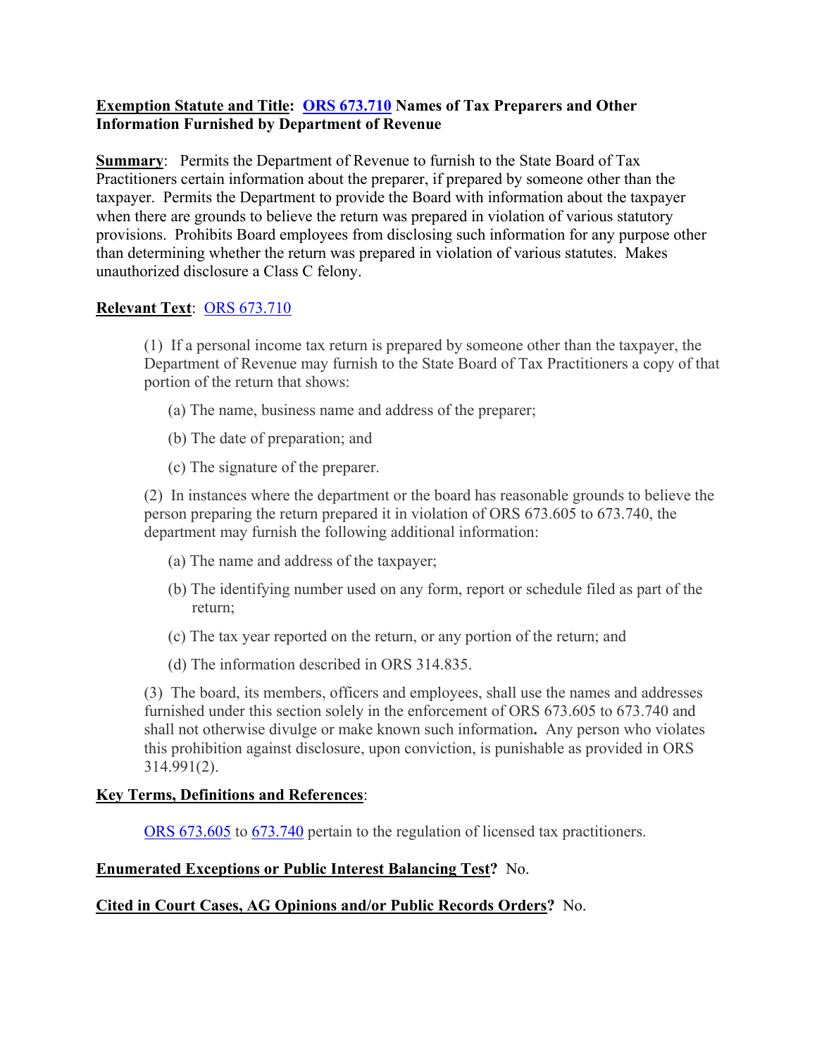**Exemption Statute and Title: [ORS 673.710](#) Names of Tax Preparers and Other Information Furnished by Department of Revenue**

**Summary**: Permits the Department of Revenue to furnish to the State Board of Tax Practitioners certain information about the preparer, if prepared by someone other than the taxpayer. Permits the Department to provide the Board with information about the taxpayer when there are grounds to believe the return was prepared in violation of various statutory provisions. Prohibits Board employees from disclosing such information for any purpose other than determining whether the return was prepared in violation of various statutes. Makes unauthorized disclosure a Class C felony.

**Relevant Text**: [ORS 673.710](#)

> (1) If a personal income tax return is prepared by someone other than the taxpayer, the Department of Revenue may furnish to the State Board of Tax Practitioners a copy of that portion of the return that shows:
>
> (a) The name, business name and address of the preparer;
>
> (b) The date of preparation; and
>
> (c) The signature of the preparer.
>
> (2) In instances where the department or the board has reasonable grounds to believe the person preparing the return prepared it in violation of ORS 673.605 to 673.740, the department may furnish the following additional information:
>
> (a) The name and address of the taxpayer;
>
> (b) The identifying number used on any form, report or schedule filed as part of the return;
>
> (c) The tax year reported on the return, or any portion of the return; and
>
> (d) The information described in ORS 314.835.
>
> (3) The board, its members, officers and employees, shall use the names and addresses furnished under this section solely in the enforcement of ORS 673.605 to 673.740 and shall not otherwise divulge or make known such information**.** Any person who violates this prohibition against disclosure, upon conviction, is punishable as provided in ORS 314.991(2).

**Key Terms, Definitions and References**:

> [ORS 673.605](#) to [673.740](#) pertain to the regulation of licensed tax practitioners.

**Enumerated Exceptions or Public Interest Balancing Test?** No.

**Cited in Court Cases, AG Opinions and/or Public Records Orders?** No.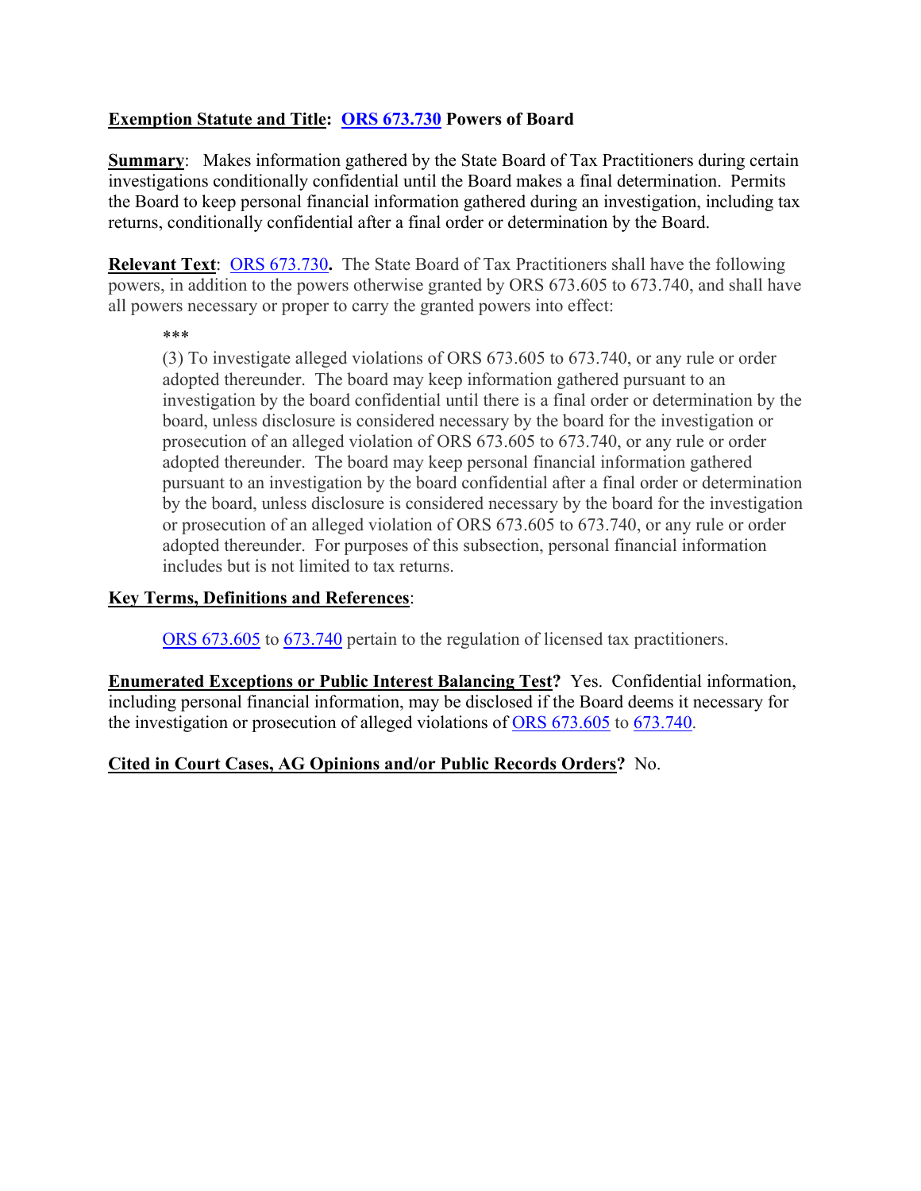**<u>Exemption Statute and Title</u>: [ORS 673.730](ORS 673.730) Powers of Board**

**<u>Summary</u>**: Makes information gathered by the State Board of Tax Practitioners during certain investigations conditionally confidential until the Board makes a final determination. Permits the Board to keep personal financial information gathered during an investigation, including tax returns, conditionally confidential after a final order or determination by the Board.

**<u>Relevant Text</u>**: ORS 673.730**.** The State Board of Tax Practitioners shall have the following powers, in addition to the powers otherwise granted by ORS 673.605 to 673.740, and shall have all powers necessary or proper to carry the granted powers into effect:

> ***
>
> (3) To investigate alleged violations of ORS 673.605 to 673.740, or any rule or order adopted thereunder. The board may keep information gathered pursuant to an investigation by the board confidential until there is a final order or determination by the board, unless disclosure is considered necessary by the board for the investigation or prosecution of an alleged violation of ORS 673.605 to 673.740, or any rule or order adopted thereunder. The board may keep personal financial information gathered pursuant to an investigation by the board confidential after a final order or determination by the board, unless disclosure is considered necessary by the board for the investigation or prosecution of an alleged violation of ORS 673.605 to 673.740, or any rule or order adopted thereunder. For purposes of this subsection, personal financial information includes but is not limited to tax returns.

**<u>Key Terms, Definitions and References</u>**:

> ORS 673.605 to 673.740 pertain to the regulation of licensed tax practitioners.

**<u>Enumerated Exceptions or Public Interest Balancing Test</u>?** Yes. Confidential information, including personal financial information, may be disclosed if the Board deems it necessary for the investigation or prosecution of alleged violations of ORS 673.605 to 673.740.

**<u>Cited in Court Cases, AG Opinions and/or Public Records Orders</u>?** No.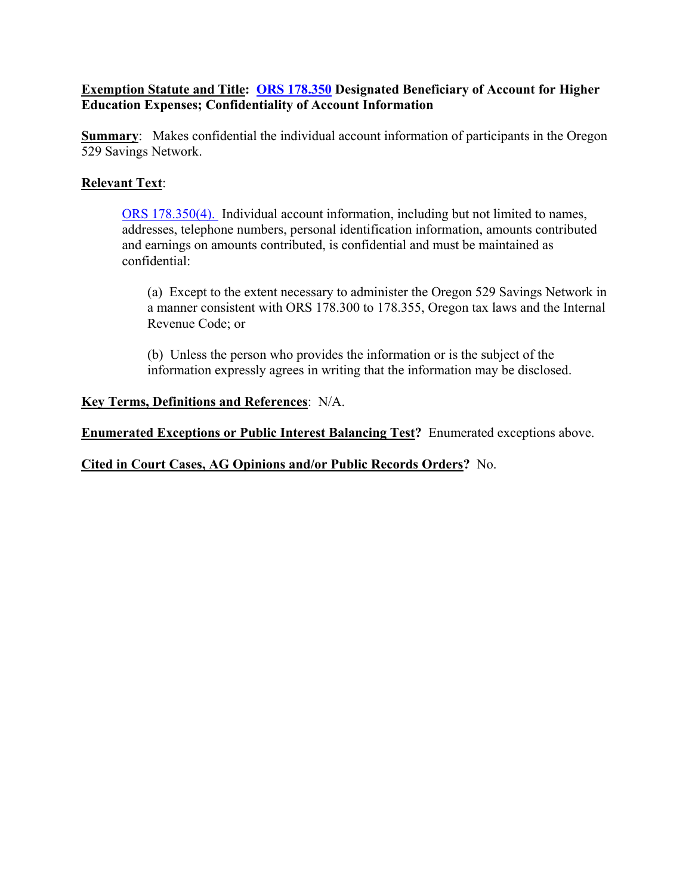**<u>Exemption Statute and Title</u>: [ORS 178.350](ORS 178.350) Designated Beneficiary of Account for Higher Education Expenses; Confidentiality of Account Information**

**<u>Summary</u>**: Makes confidential the individual account information of participants in the Oregon 529 Savings Network.

**<u>Relevant Text</u>**:

> ORS 178.350(4). Individual account information, including but not limited to names, addresses, telephone numbers, personal identification information, amounts contributed and earnings on amounts contributed, is confidential and must be maintained as confidential:
>
> > (a) Except to the extent necessary to administer the Oregon 529 Savings Network in a manner consistent with ORS 178.300 to 178.355, Oregon tax laws and the Internal Revenue Code; or
> >
> > (b) Unless the person who provides the information or is the subject of the information expressly agrees in writing that the information may be disclosed.

**<u>Key Terms, Definitions and References</u>**: N/A.

**<u>Enumerated Exceptions or Public Interest Balancing Test</u>?** Enumerated exceptions above.

**<u>Cited in Court Cases, AG Opinions and/or Public Records Orders</u>?** No.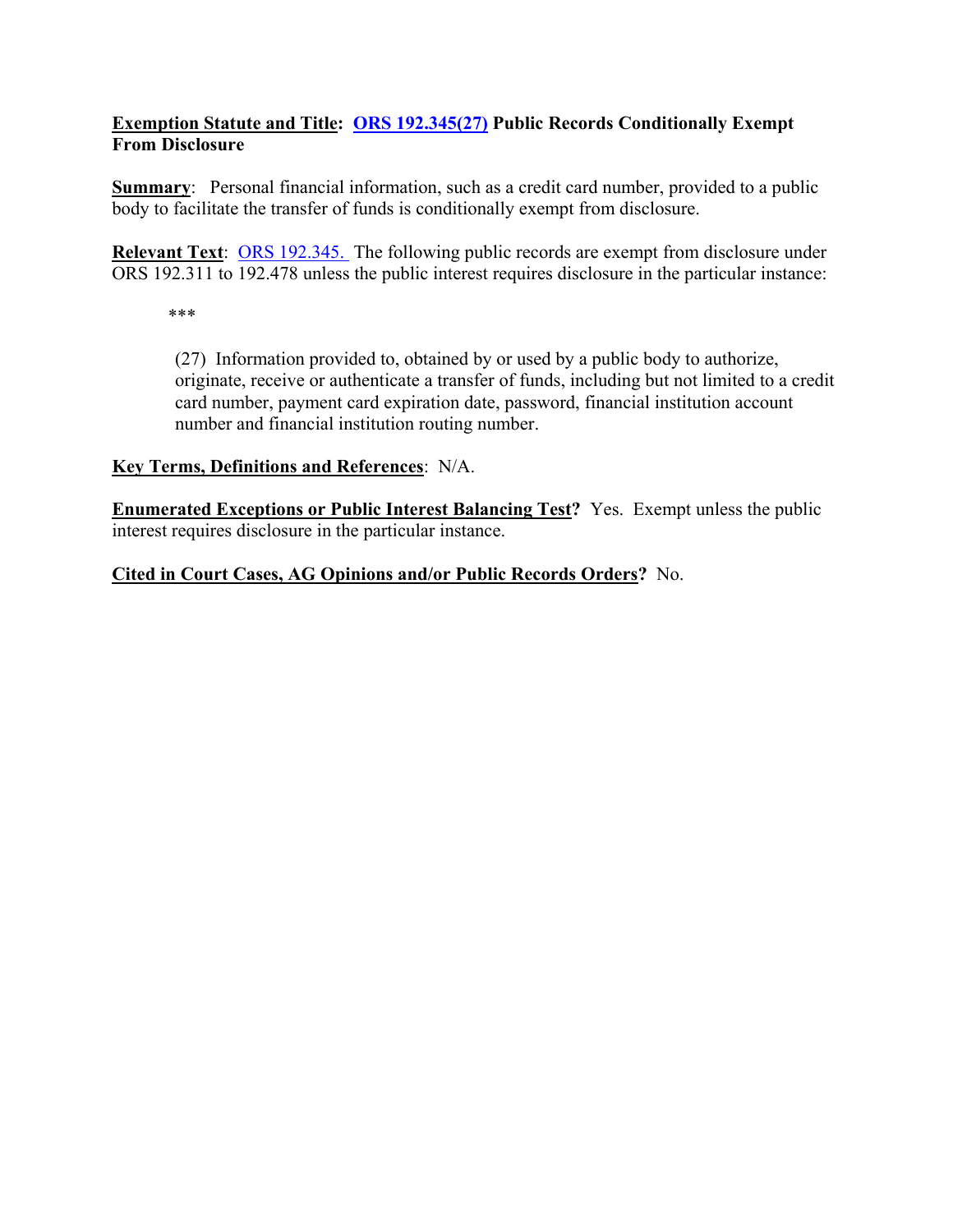**Exemption Statute and Title: ORS 192.345(27) Public Records Conditionally Exempt From Disclosure**

**Summary**: Personal financial information, such as a credit card number, provided to a public body to facilitate the transfer of funds is conditionally exempt from disclosure.

**Relevant Text**: ORS 192.345. The following public records are exempt from disclosure under ORS 192.311 to 192.478 unless the public interest requires disclosure in the particular instance:

> ***
>
> (27) Information provided to, obtained by or used by a public body to authorize, originate, receive or authenticate a transfer of funds, including but not limited to a credit card number, payment card expiration date, password, financial institution account number and financial institution routing number.

**Key Terms, Definitions and References**: N/A.

**Enumerated Exceptions or Public Interest Balancing Test?** Yes. Exempt unless the public interest requires disclosure in the particular instance.

**Cited in Court Cases, AG Opinions and/or Public Records Orders?** No.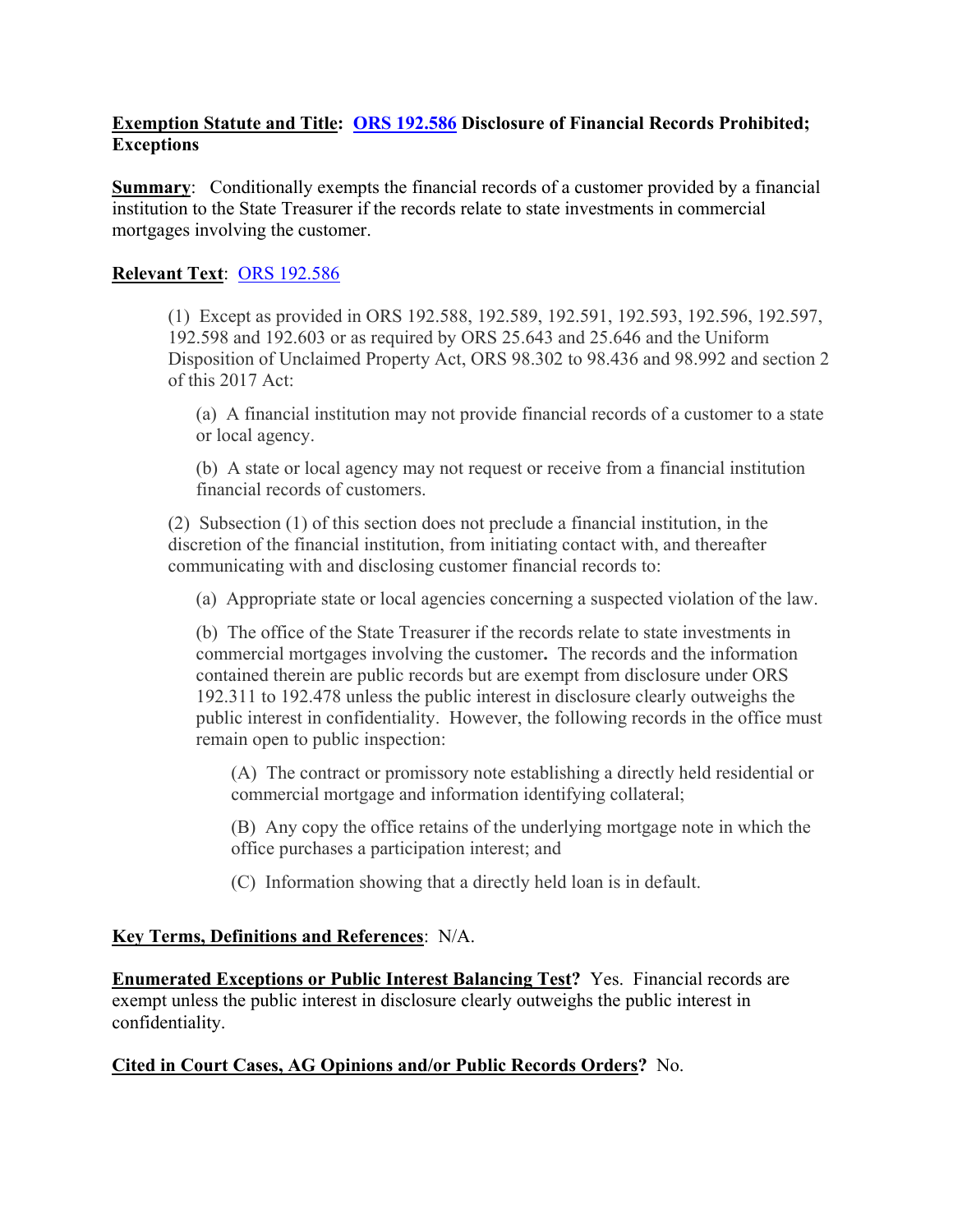**<u>Exemption Statute and Title</u>: [ORS 192.586](ORS 192.586) Disclosure of Financial Records Prohibited; Exceptions**

**<u>Summary</u>**: Conditionally exempts the financial records of a customer provided by a financial institution to the State Treasurer if the records relate to state investments in commercial mortgages involving the customer.

**<u>Relevant Text</u>**: ORS 192.586

> (1) Except as provided in ORS 192.588, 192.589, 192.591, 192.593, 192.596, 192.597, 192.598 and 192.603 or as required by ORS 25.643 and 25.646 and the Uniform Disposition of Unclaimed Property Act, ORS 98.302 to 98.436 and 98.992 and section 2 of this 2017 Act:
>
> > (a) A financial institution may not provide financial records of a customer to a state or local agency.
> >
> > (b) A state or local agency may not request or receive from a financial institution financial records of customers.
>
> (2) Subsection (1) of this section does not preclude a financial institution, in the discretion of the financial institution, from initiating contact with, and thereafter communicating with and disclosing customer financial records to:
>
> > (a) Appropriate state or local agencies concerning a suspected violation of the law.
> >
> > (b) The office of the State Treasurer if the records relate to state investments in commercial mortgages involving the customer**.** The records and the information contained therein are public records but are exempt from disclosure under ORS 192.311 to 192.478 unless the public interest in disclosure clearly outweighs the public interest in confidentiality. However, the following records in the office must remain open to public inspection:
> >
> > > (A) The contract or promissory note establishing a directly held residential or commercial mortgage and information identifying collateral;
> > >
> > > (B) Any copy the office retains of the underlying mortgage note in which the office purchases a participation interest; and
> > >
> > > (C) Information showing that a directly held loan is in default.

**<u>Key Terms, Definitions and References</u>**: N/A.

**<u>Enumerated Exceptions or Public Interest Balancing Test</u>?** Yes. Financial records are exempt unless the public interest in disclosure clearly outweighs the public interest in confidentiality.

**<u>Cited in Court Cases, AG Opinions and/or Public Records Orders</u>?** No.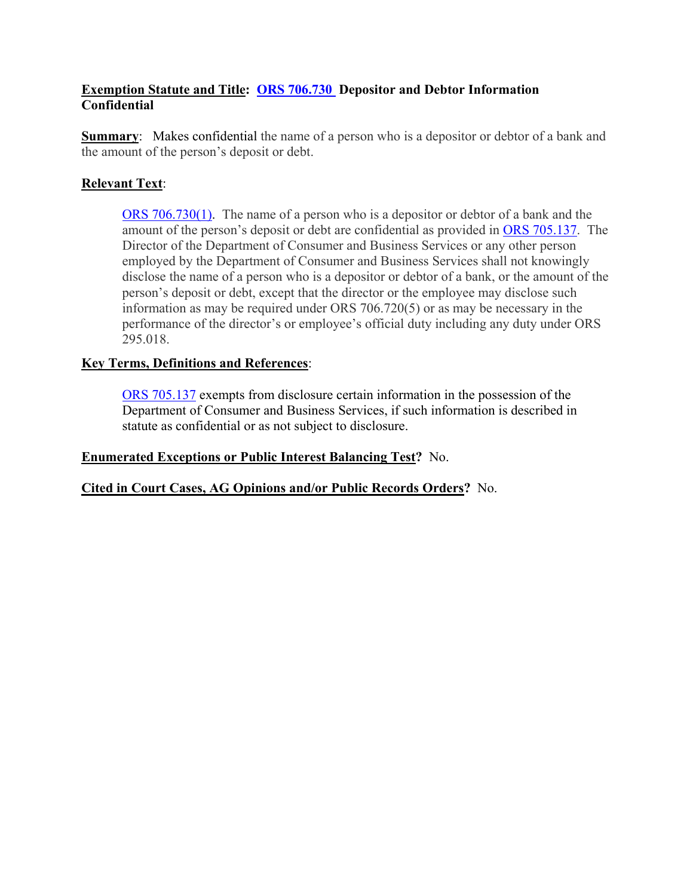**<u>Exemption Statute and Title</u>: ORS 706.730 Depositor and Debtor Information Confidential**

**<u>Summary</u>**: Makes confidential the name of a person who is a depositor or debtor of a bank and the amount of the person's deposit or debt.

**<u>Relevant Text</u>**:

> ORS 706.730(1). The name of a person who is a depositor or debtor of a bank and the amount of the person's deposit or debt are confidential as provided in ORS 705.137. The Director of the Department of Consumer and Business Services or any other person employed by the Department of Consumer and Business Services shall not knowingly disclose the name of a person who is a depositor or debtor of a bank, or the amount of the person's deposit or debt, except that the director or the employee may disclose such information as may be required under ORS 706.720(5) or as may be necessary in the performance of the director's or employee's official duty including any duty under ORS 295.018.

**<u>Key Terms, Definitions and References</u>**:

> ORS 705.137 exempts from disclosure certain information in the possession of the Department of Consumer and Business Services, if such information is described in statute as confidential or as not subject to disclosure.

**<u>Enumerated Exceptions or Public Interest Balancing Test</u>?** No.

**<u>Cited in Court Cases, AG Opinions and/or Public Records Orders</u>?** No.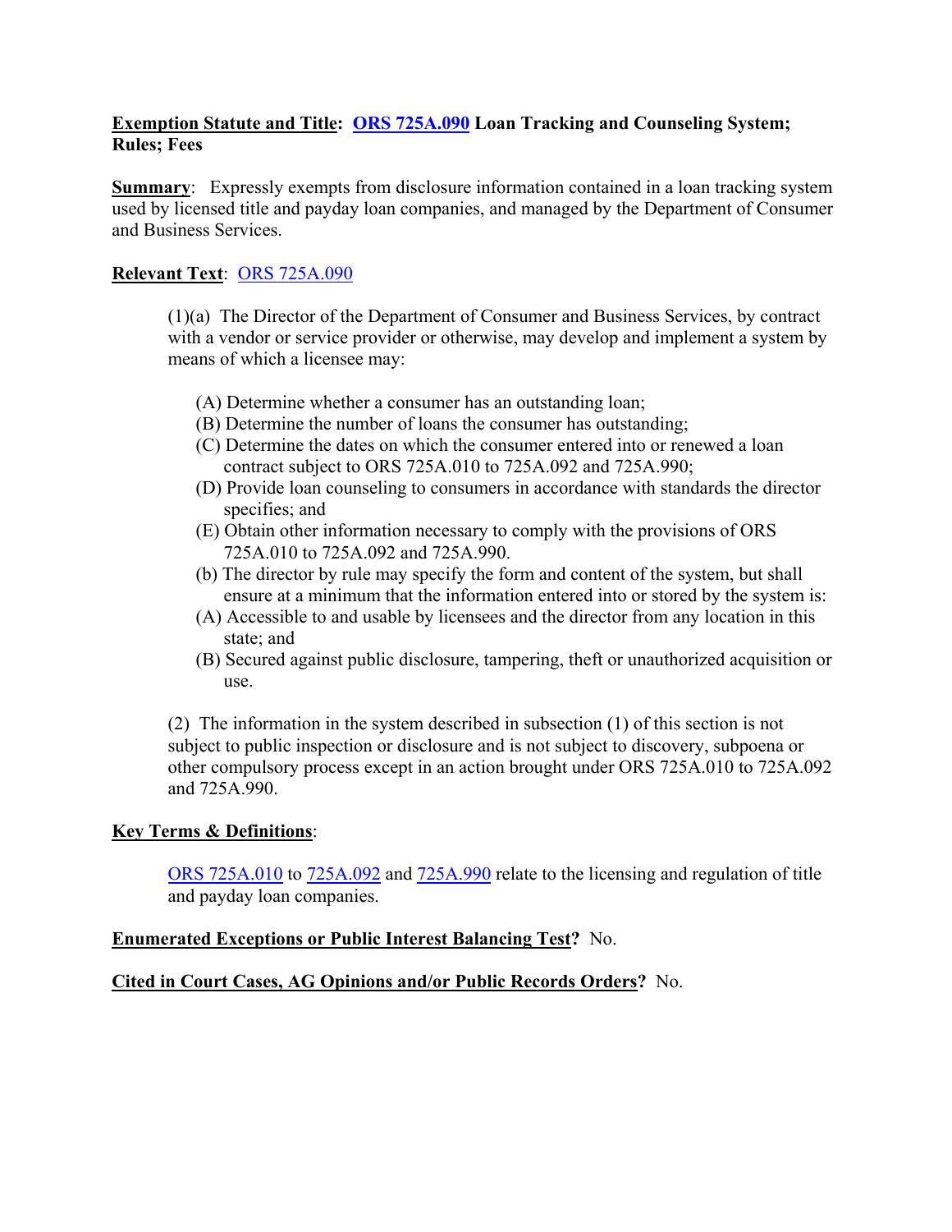**Exemption Statute and Title: ORS 725A.090 Loan Tracking and Counseling System; Rules; Fees**

**Summary**: Expressly exempts from disclosure information contained in a loan tracking system used by licensed title and payday loan companies, and managed by the Department of Consumer and Business Services.

**Relevant Text**: ORS 725A.090

> (1)(a) The Director of the Department of Consumer and Business Services, by contract with a vendor or service provider or otherwise, may develop and implement a system by means of which a licensee may:
>
> (A) Determine whether a consumer has an outstanding loan;
> (B) Determine the number of loans the consumer has outstanding;
> (C) Determine the dates on which the consumer entered into or renewed a loan contract subject to ORS 725A.010 to 725A.092 and 725A.990;
> (D) Provide loan counseling to consumers in accordance with standards the director specifies; and
> (E) Obtain other information necessary to comply with the provisions of ORS 725A.010 to 725A.092 and 725A.990.
> (b) The director by rule may specify the form and content of the system, but shall ensure at a minimum that the information entered into or stored by the system is:
> (A) Accessible to and usable by licensees and the director from any location in this state; and
> (B) Secured against public disclosure, tampering, theft or unauthorized acquisition or use.
>
> (2) The information in the system described in subsection (1) of this section is not subject to public inspection or disclosure and is not subject to discovery, subpoena or other compulsory process except in an action brought under ORS 725A.010 to 725A.092 and 725A.990.

**Key Terms & Definitions**:

> ORS 725A.010 to 725A.092 and 725A.990 relate to the licensing and regulation of title and payday loan companies.

**Enumerated Exceptions or Public Interest Balancing Test?** No.

**Cited in Court Cases, AG Opinions and/or Public Records Orders?** No.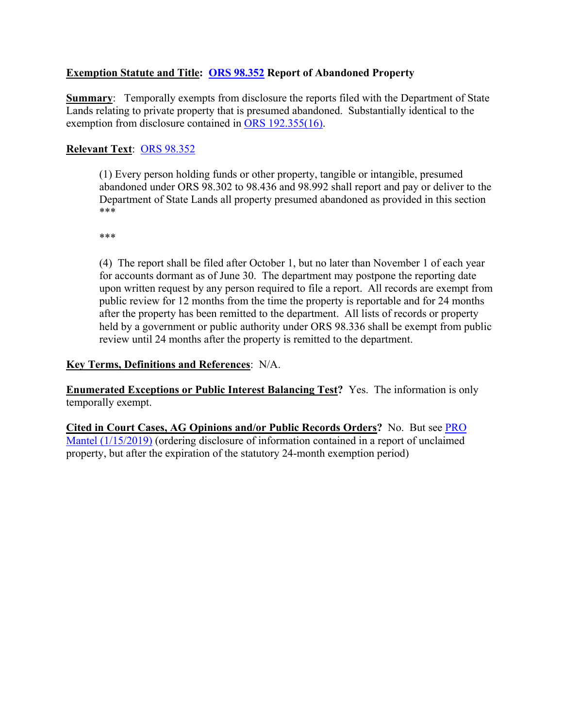**Exemption Statute and Title: ORS 98.352 Report of Abandoned Property**

**Summary**: Temporally exempts from disclosure the reports filed with the Department of State Lands relating to private property that is presumed abandoned. Substantially identical to the exemption from disclosure contained in ORS 192.355(16).

**Relevant Text**: ORS 98.352

> (1) Every person holding funds or other property, tangible or intangible, presumed abandoned under ORS 98.302 to 98.436 and 98.992 shall report and pay or deliver to the Department of State Lands all property presumed abandoned as provided in this section ***
>
> ***
>
> (4) The report shall be filed after October 1, but no later than November 1 of each year for accounts dormant as of June 30. The department may postpone the reporting date upon written request by any person required to file a report. All records are exempt from public review for 12 months from the time the property is reportable and for 24 months after the property has been remitted to the department. All lists of records or property held by a government or public authority under ORS 98.336 shall be exempt from public review until 24 months after the property is remitted to the department.

**Key Terms, Definitions and References**: N/A.

**Enumerated Exceptions or Public Interest Balancing Test?** Yes. The information is only temporally exempt.

**Cited in Court Cases, AG Opinions and/or Public Records Orders?** No. But see PRO Mantel (1/15/2019) (ordering disclosure of information contained in a report of unclaimed property, but after the expiration of the statutory 24-month exemption period)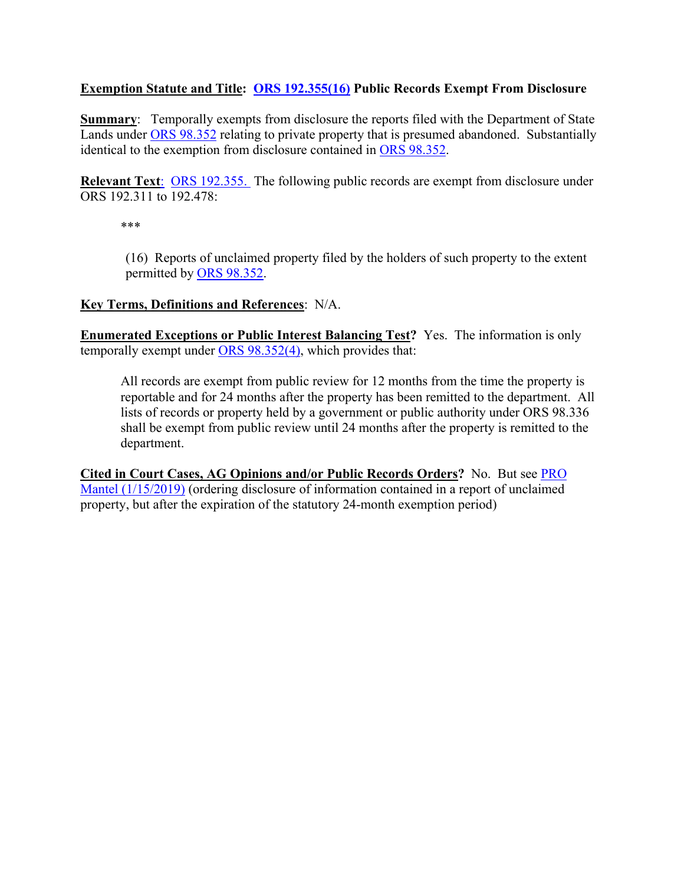**Exemption Statute and Title: ORS 192.355(16) Public Records Exempt From Disclosure**

**Summary**: Temporally exempts from disclosure the reports filed with the Department of State Lands under ORS 98.352 relating to private property that is presumed abandoned. Substantially identical to the exemption from disclosure contained in ORS 98.352.

**Relevant Text**: ORS 192.355. The following public records are exempt from disclosure under ORS 192.311 to 192.478:

> ***
>
> (16) Reports of unclaimed property filed by the holders of such property to the extent permitted by ORS 98.352.

**Key Terms, Definitions and References**: N/A.

**Enumerated Exceptions or Public Interest Balancing Test?** Yes. The information is only temporally exempt under ORS 98.352(4), which provides that:

> All records are exempt from public review for 12 months from the time the property is reportable and for 24 months after the property has been remitted to the department. All lists of records or property held by a government or public authority under ORS 98.336 shall be exempt from public review until 24 months after the property is remitted to the department.

**Cited in Court Cases, AG Opinions and/or Public Records Orders?** No. But see PRO Mantel (1/15/2019) (ordering disclosure of information contained in a report of unclaimed property, but after the expiration of the statutory 24-month exemption period)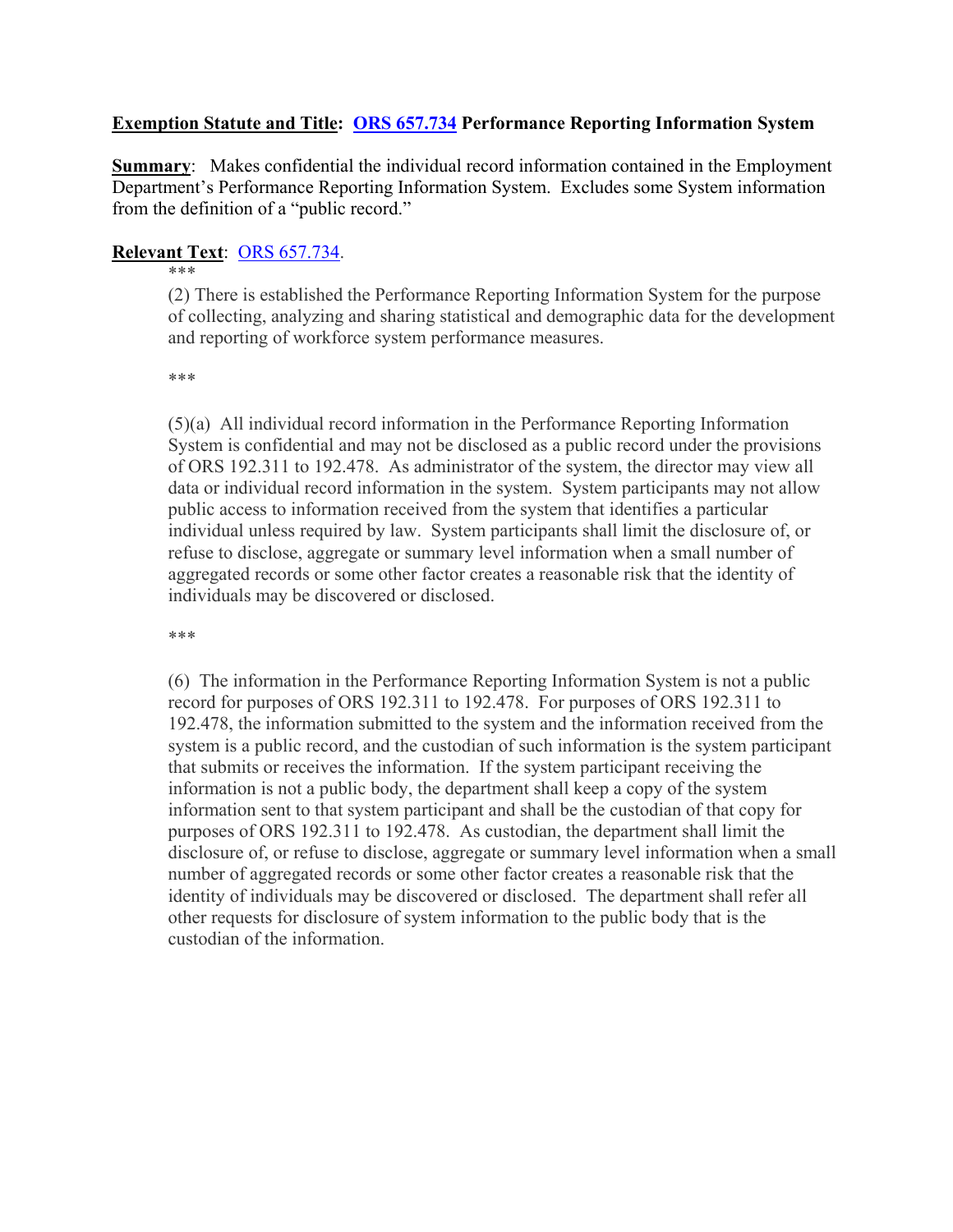**Exemption Statute and Title: ORS 657.734 Performance Reporting Information System**

**Summary**: Makes confidential the individual record information contained in the Employment Department's Performance Reporting Information System. Excludes some System information from the definition of a "public record."

**Relevant Text**: ORS 657.734.

> ***
>
> (2) There is established the Performance Reporting Information System for the purpose of collecting, analyzing and sharing statistical and demographic data for the development and reporting of workforce system performance measures.
>
> ***
>
> (5)(a) All individual record information in the Performance Reporting Information System is confidential and may not be disclosed as a public record under the provisions of ORS 192.311 to 192.478. As administrator of the system, the director may view all data or individual record information in the system. System participants may not allow public access to information received from the system that identifies a particular individual unless required by law. System participants shall limit the disclosure of, or refuse to disclose, aggregate or summary level information when a small number of aggregated records or some other factor creates a reasonable risk that the identity of individuals may be discovered or disclosed.
>
> ***
>
> (6) The information in the Performance Reporting Information System is not a public record for purposes of ORS 192.311 to 192.478. For purposes of ORS 192.311 to 192.478, the information submitted to the system and the information received from the system is a public record, and the custodian of such information is the system participant that submits or receives the information. If the system participant receiving the information is not a public body, the department shall keep a copy of the system information sent to that system participant and shall be the custodian of that copy for purposes of ORS 192.311 to 192.478. As custodian, the department shall limit the disclosure of, or refuse to disclose, aggregate or summary level information when a small number of aggregated records or some other factor creates a reasonable risk that the identity of individuals may be discovered or disclosed. The department shall refer all other requests for disclosure of system information to the public body that is the custodian of the information.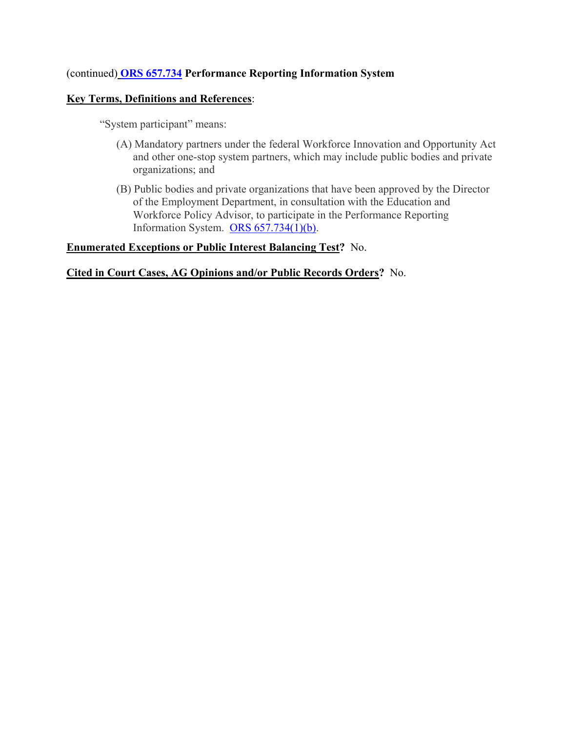(continued) **[ORS 657.734](ORS 657.734) Performance Reporting Information System**

**Key Terms, Definitions and References**:

"System participant" means:

(A) Mandatory partners under the federal Workforce Innovation and Opportunity Act and other one-stop system partners, which may include public bodies and private organizations; and

(B) Public bodies and private organizations that have been approved by the Director of the Employment Department, in consultation with the Education and Workforce Policy Advisor, to participate in the Performance Reporting Information System. ORS 657.734(1)(b).

**Enumerated Exceptions or Public Interest Balancing Test?** No.

**Cited in Court Cases, AG Opinions and/or Public Records Orders?** No.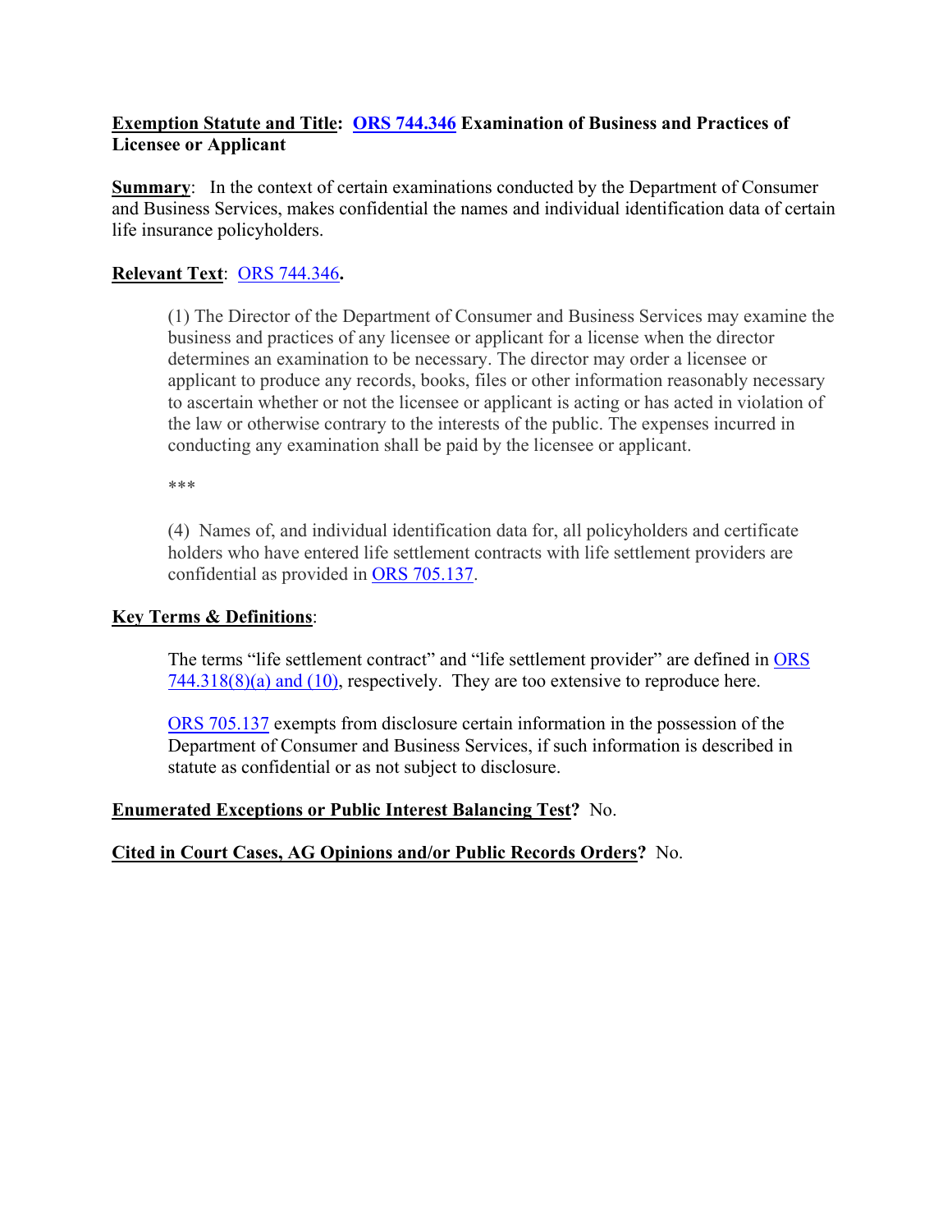**Exemption Statute and Title: ORS 744.346 Examination of Business and Practices of Licensee or Applicant**

**Summary**: In the context of certain examinations conducted by the Department of Consumer and Business Services, makes confidential the names and individual identification data of certain life insurance policyholders.

**Relevant Text**: ORS 744.346**.**

> (1) The Director of the Department of Consumer and Business Services may examine the business and practices of any licensee or applicant for a license when the director determines an examination to be necessary. The director may order a licensee or applicant to produce any records, books, files or other information reasonably necessary to ascertain whether or not the licensee or applicant is acting or has acted in violation of the law or otherwise contrary to the interests of the public. The expenses incurred in conducting any examination shall be paid by the licensee or applicant.
>
> ***
>
> (4) Names of, and individual identification data for, all policyholders and certificate holders who have entered life settlement contracts with life settlement providers are confidential as provided in ORS 705.137.

**Key Terms & Definitions**:

> The terms "life settlement contract" and "life settlement provider" are defined in ORS 744.318(8)(a) and (10), respectively. They are too extensive to reproduce here.
>
> ORS 705.137 exempts from disclosure certain information in the possession of the Department of Consumer and Business Services, if such information is described in statute as confidential or as not subject to disclosure.

**Enumerated Exceptions or Public Interest Balancing Test?** No.

**Cited in Court Cases, AG Opinions and/or Public Records Orders?** No.